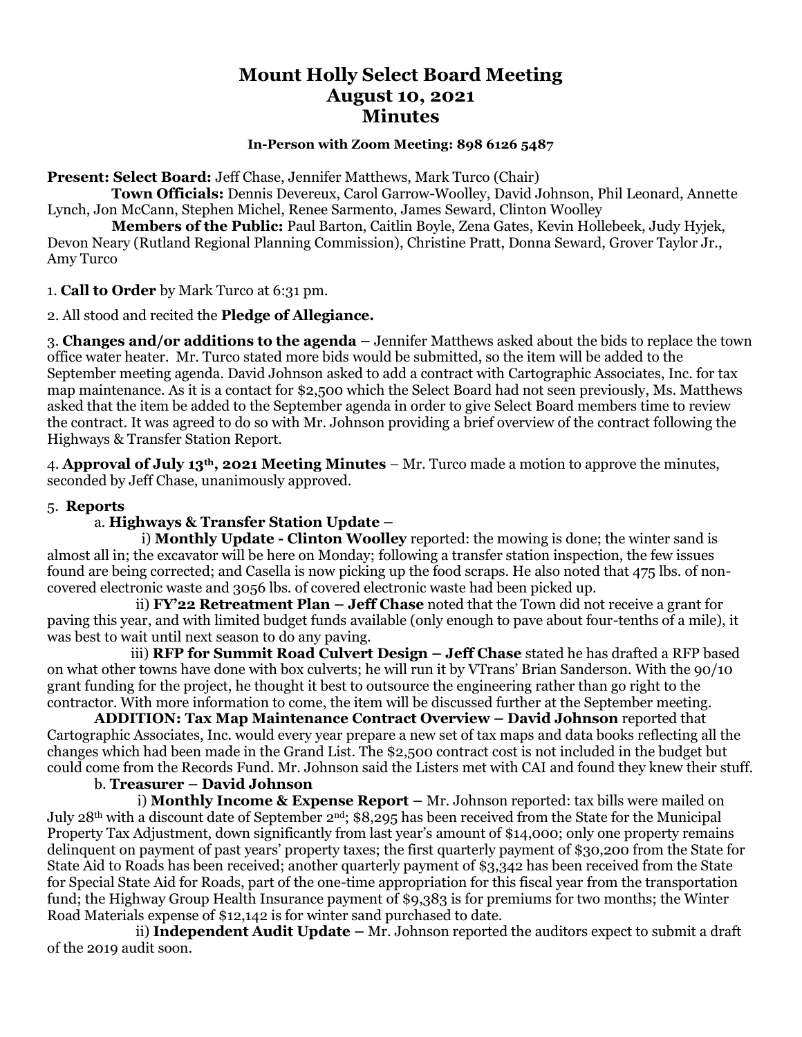# Mount Holly Select Board Meeting
# August 10, 2021
# Minutes

**In-Person with Zoom Meeting: 898 6126 5487**

**Present: Select Board:** Jeff Chase, Jennifer Matthews, Mark Turco (Chair)

**Town Officials:** Dennis Devereux, Carol Garrow-Woolley, David Johnson, Phil Leonard, Annette Lynch, Jon McCann, Stephen Michel, Renee Sarmento, James Seward, Clinton Woolley

**Members of the Public:** Paul Barton, Caitlin Boyle, Zena Gates, Kevin Hollebeek, Judy Hyjek, Devon Neary (Rutland Regional Planning Commission), Christine Pratt, Donna Seward, Grover Taylor Jr., Amy Turco

1. **Call to Order** by Mark Turco at 6:31 pm.

2. All stood and recited the **Pledge of Allegiance.**

3. **Changes and/or additions to the agenda –** Jennifer Matthews asked about the bids to replace the town office water heater. Mr. Turco stated more bids would be submitted, so the item will be added to the September meeting agenda. David Johnson asked to add a contract with Cartographic Associates, Inc. for tax map maintenance. As it is a contact for $2,500 which the Select Board had not seen previously, Ms. Matthews asked that the item be added to the September agenda in order to give Select Board members time to review the contract. It was agreed to do so with Mr. Johnson providing a brief overview of the contract following the Highways & Transfer Station Report.

4. **Approval of July 13th, 2021 Meeting Minutes** – Mr. Turco made a motion to approve the minutes, seconded by Jeff Chase, unanimously approved.

5. **Reports**

a. **Highways & Transfer Station Update –**

i) **Monthly Update - Clinton Woolley** reported: the mowing is done; the winter sand is almost all in; the excavator will be here on Monday; following a transfer station inspection, the few issues found are being corrected; and Casella is now picking up the food scraps. He also noted that 475 lbs. of non-covered electronic waste and 3056 lbs. of covered electronic waste had been picked up.

ii) **FY'22 Retreatment Plan – Jeff Chase** noted that the Town did not receive a grant for paving this year, and with limited budget funds available (only enough to pave about four-tenths of a mile), it was best to wait until next season to do any paving.

iii) **RFP for Summit Road Culvert Design – Jeff Chase** stated he has drafted a RFP based on what other towns have done with box culverts; he will run it by VTrans' Brian Sanderson. With the 90/10 grant funding for the project, he thought it best to outsource the engineering rather than go right to the contractor. With more information to come, the item will be discussed further at the September meeting.

**ADDITION: Tax Map Maintenance Contract Overview – David Johnson** reported that Cartographic Associates, Inc. would every year prepare a new set of tax maps and data books reflecting all the changes which had been made in the Grand List. The $2,500 contract cost is not included in the budget but could come from the Records Fund. Mr. Johnson said the Listers met with CAI and found they knew their stuff.

b. **Treasurer – David Johnson**

i) **Monthly Income & Expense Report –** Mr. Johnson reported: tax bills were mailed on July 28th with a discount date of September 2nd; $8,295 has been received from the State for the Municipal Property Tax Adjustment, down significantly from last year's amount of $14,000; only one property remains delinquent on payment of past years' property taxes; the first quarterly payment of $30,200 from the State for State Aid to Roads has been received; another quarterly payment of $3,342 has been received from the State for Special State Aid for Roads, part of the one-time appropriation for this fiscal year from the transportation fund; the Highway Group Health Insurance payment of $9,383 is for premiums for two months; the Winter Road Materials expense of $12,142 is for winter sand purchased to date.

ii) **Independent Audit Update –** Mr. Johnson reported the auditors expect to submit a draft of the 2019 audit soon.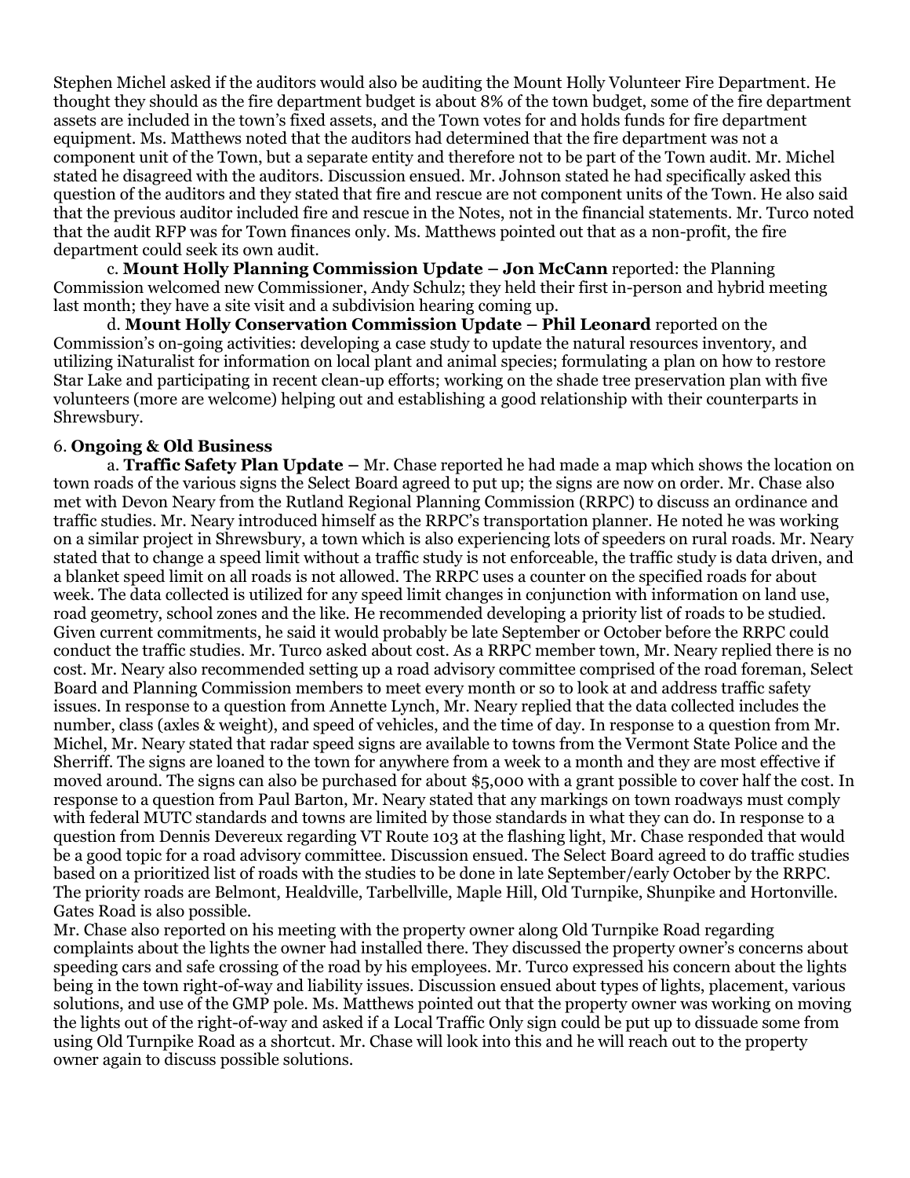Stephen Michel asked if the auditors would also be auditing the Mount Holly Volunteer Fire Department. He thought they should as the fire department budget is about 8% of the town budget, some of the fire department assets are included in the town's fixed assets, and the Town votes for and holds funds for fire department equipment. Ms. Matthews noted that the auditors had determined that the fire department was not a component unit of the Town, but a separate entity and therefore not to be part of the Town audit. Mr. Michel stated he disagreed with the auditors. Discussion ensued. Mr. Johnson stated he had specifically asked this question of the auditors and they stated that fire and rescue are not component units of the Town. He also said that the previous auditor included fire and rescue in the Notes, not in the financial statements. Mr. Turco noted that the audit RFP was for Town finances only. Ms. Matthews pointed out that as a non-profit, the fire department could seek its own audit.

c. **Mount Holly Planning Commission Update – Jon McCann** reported: the Planning Commission welcomed new Commissioner, Andy Schulz; they held their first in-person and hybrid meeting last month; they have a site visit and a subdivision hearing coming up.

d. **Mount Holly Conservation Commission Update – Phil Leonard** reported on the Commission's on-going activities: developing a case study to update the natural resources inventory, and utilizing iNaturalist for information on local plant and animal species; formulating a plan on how to restore Star Lake and participating in recent clean-up efforts; working on the shade tree preservation plan with five volunteers (more are welcome) helping out and establishing a good relationship with their counterparts in Shrewsbury.

6. **Ongoing & Old Business**

a. **Traffic Safety Plan Update –** Mr. Chase reported he had made a map which shows the location on town roads of the various signs the Select Board agreed to put up; the signs are now on order. Mr. Chase also met with Devon Neary from the Rutland Regional Planning Commission (RRPC) to discuss an ordinance and traffic studies. Mr. Neary introduced himself as the RRPC's transportation planner. He noted he was working on a similar project in Shrewsbury, a town which is also experiencing lots of speeders on rural roads. Mr. Neary stated that to change a speed limit without a traffic study is not enforceable, the traffic study is data driven, and a blanket speed limit on all roads is not allowed. The RRPC uses a counter on the specified roads for about week. The data collected is utilized for any speed limit changes in conjunction with information on land use, road geometry, school zones and the like. He recommended developing a priority list of roads to be studied. Given current commitments, he said it would probably be late September or October before the RRPC could conduct the traffic studies. Mr. Turco asked about cost. As a RRPC member town, Mr. Neary replied there is no cost. Mr. Neary also recommended setting up a road advisory committee comprised of the road foreman, Select Board and Planning Commission members to meet every month or so to look at and address traffic safety issues. In response to a question from Annette Lynch, Mr. Neary replied that the data collected includes the number, class (axles & weight), and speed of vehicles, and the time of day. In response to a question from Mr. Michel, Mr. Neary stated that radar speed signs are available to towns from the Vermont State Police and the Sherriff. The signs are loaned to the town for anywhere from a week to a month and they are most effective if moved around. The signs can also be purchased for about $5,000 with a grant possible to cover half the cost. In response to a question from Paul Barton, Mr. Neary stated that any markings on town roadways must comply with federal MUTC standards and towns are limited by those standards in what they can do. In response to a question from Dennis Devereux regarding VT Route 103 at the flashing light, Mr. Chase responded that would be a good topic for a road advisory committee. Discussion ensued. The Select Board agreed to do traffic studies based on a prioritized list of roads with the studies to be done in late September/early October by the RRPC. The priority roads are Belmont, Healdville, Tarbellville, Maple Hill, Old Turnpike, Shunpike and Hortonville. Gates Road is also possible.

Mr. Chase also reported on his meeting with the property owner along Old Turnpike Road regarding complaints about the lights the owner had installed there. They discussed the property owner's concerns about speeding cars and safe crossing of the road by his employees. Mr. Turco expressed his concern about the lights being in the town right-of-way and liability issues. Discussion ensued about types of lights, placement, various solutions, and use of the GMP pole. Ms. Matthews pointed out that the property owner was working on moving the lights out of the right-of-way and asked if a Local Traffic Only sign could be put up to dissuade some from using Old Turnpike Road as a shortcut. Mr. Chase will look into this and he will reach out to the property owner again to discuss possible solutions.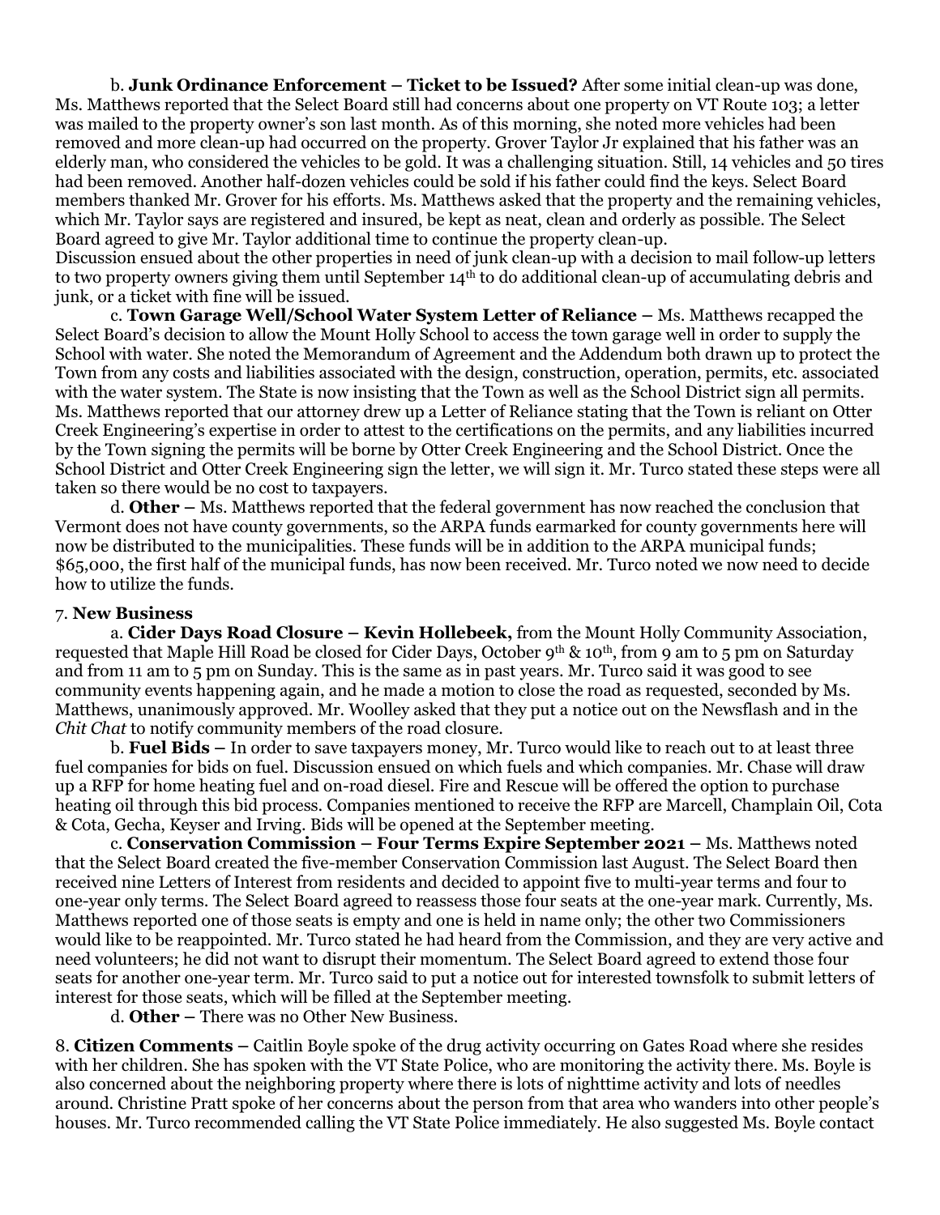b. **Junk Ordinance Enforcement – Ticket to be Issued?** After some initial clean-up was done, Ms. Matthews reported that the Select Board still had concerns about one property on VT Route 103; a letter was mailed to the property owner's son last month. As of this morning, she noted more vehicles had been removed and more clean-up had occurred on the property. Grover Taylor Jr explained that his father was an elderly man, who considered the vehicles to be gold. It was a challenging situation. Still, 14 vehicles and 50 tires had been removed. Another half-dozen vehicles could be sold if his father could find the keys. Select Board members thanked Mr. Grover for his efforts. Ms. Matthews asked that the property and the remaining vehicles, which Mr. Taylor says are registered and insured, be kept as neat, clean and orderly as possible. The Select Board agreed to give Mr. Taylor additional time to continue the property clean-up.

Discussion ensued about the other properties in need of junk clean-up with a decision to mail follow-up letters to two property owners giving them until September 14th to do additional clean-up of accumulating debris and junk, or a ticket with fine will be issued.

c. **Town Garage Well/School Water System Letter of Reliance –** Ms. Matthews recapped the Select Board's decision to allow the Mount Holly School to access the town garage well in order to supply the School with water. She noted the Memorandum of Agreement and the Addendum both drawn up to protect the Town from any costs and liabilities associated with the design, construction, operation, permits, etc. associated with the water system. The State is now insisting that the Town as well as the School District sign all permits. Ms. Matthews reported that our attorney drew up a Letter of Reliance stating that the Town is reliant on Otter Creek Engineering's expertise in order to attest to the certifications on the permits, and any liabilities incurred by the Town signing the permits will be borne by Otter Creek Engineering and the School District. Once the School District and Otter Creek Engineering sign the letter, we will sign it. Mr. Turco stated these steps were all taken so there would be no cost to taxpayers.

d. **Other –** Ms. Matthews reported that the federal government has now reached the conclusion that Vermont does not have county governments, so the ARPA funds earmarked for county governments here will now be distributed to the municipalities. These funds will be in addition to the ARPA municipal funds; $65,000, the first half of the municipal funds, has now been received. Mr. Turco noted we now need to decide how to utilize the funds.

7. **New Business**

a. **Cider Days Road Closure – Kevin Hollebeek,** from the Mount Holly Community Association, requested that Maple Hill Road be closed for Cider Days, October 9th & 10th, from 9 am to 5 pm on Saturday and from 11 am to 5 pm on Sunday. This is the same as in past years. Mr. Turco said it was good to see community events happening again, and he made a motion to close the road as requested, seconded by Ms. Matthews, unanimously approved. Mr. Woolley asked that they put a notice out on the Newsflash and in the *Chit Chat* to notify community members of the road closure.

b. **Fuel Bids –** In order to save taxpayers money, Mr. Turco would like to reach out to at least three fuel companies for bids on fuel. Discussion ensued on which fuels and which companies. Mr. Chase will draw up a RFP for home heating fuel and on-road diesel. Fire and Rescue will be offered the option to purchase heating oil through this bid process. Companies mentioned to receive the RFP are Marcell, Champlain Oil, Cota & Cota, Gecha, Keyser and Irving. Bids will be opened at the September meeting.

c. **Conservation Commission – Four Terms Expire September 2021 –** Ms. Matthews noted that the Select Board created the five-member Conservation Commission last August. The Select Board then received nine Letters of Interest from residents and decided to appoint five to multi-year terms and four to one-year only terms. The Select Board agreed to reassess those four seats at the one-year mark. Currently, Ms. Matthews reported one of those seats is empty and one is held in name only; the other two Commissioners would like to be reappointed. Mr. Turco stated he had heard from the Commission, and they are very active and need volunteers; he did not want to disrupt their momentum. The Select Board agreed to extend those four seats for another one-year term. Mr. Turco said to put a notice out for interested townsfolk to submit letters of interest for those seats, which will be filled at the September meeting.

d. **Other –** There was no Other New Business.

8. **Citizen Comments –** Caitlin Boyle spoke of the drug activity occurring on Gates Road where she resides with her children. She has spoken with the VT State Police, who are monitoring the activity there. Ms. Boyle is also concerned about the neighboring property where there is lots of nighttime activity and lots of needles around. Christine Pratt spoke of her concerns about the person from that area who wanders into other people's houses. Mr. Turco recommended calling the VT State Police immediately. He also suggested Ms. Boyle contact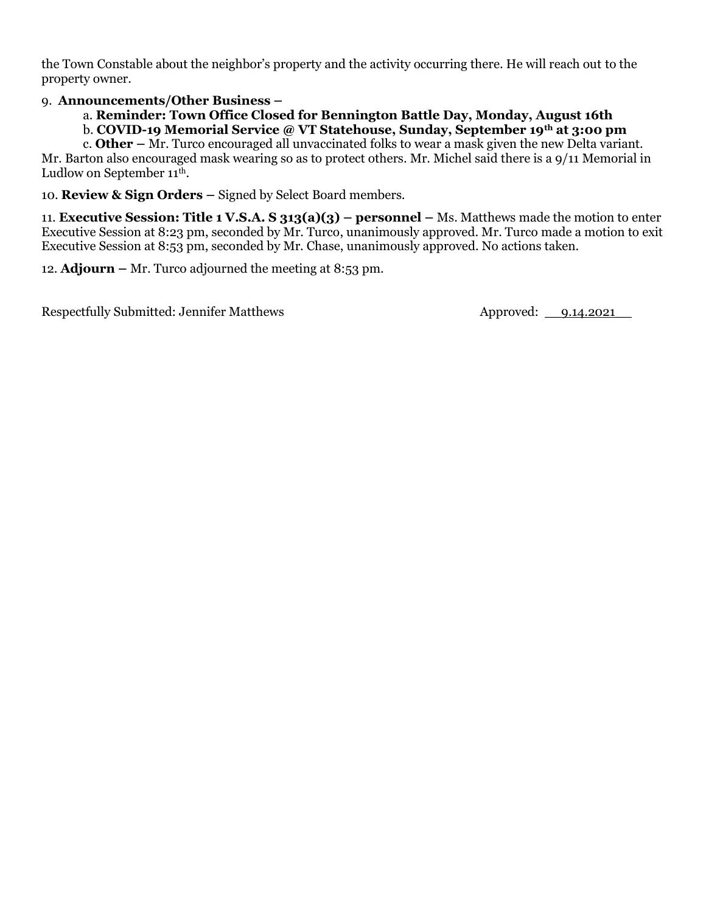the Town Constable about the neighbor's property and the activity occurring there. He will reach out to the property owner.

9. **Announcements/Other Business –**
   a. **Reminder: Town Office Closed for Bennington Battle Day, Monday, August 16th**
   b. **COVID-19 Memorial Service @ VT Statehouse, Sunday, September 19th at 3:00 pm**
   c. **Other –** Mr. Turco encouraged all unvaccinated folks to wear a mask given the new Delta variant. Mr. Barton also encouraged mask wearing so as to protect others. Mr. Michel said there is a 9/11 Memorial in Ludlow on September 11th.

10. **Review & Sign Orders –** Signed by Select Board members.

11. **Executive Session: Title 1 V.S.A. S 313(a)(3) – personnel –** Ms. Matthews made the motion to enter Executive Session at 8:23 pm, seconded by Mr. Turco, unanimously approved. Mr. Turco made a motion to exit Executive Session at 8:53 pm, seconded by Mr. Chase, unanimously approved. No actions taken.

12. **Adjourn –** Mr. Turco adjourned the meeting at 8:53 pm.

Respectfully Submitted: Jennifer Matthews

Approved: 9.14.2021